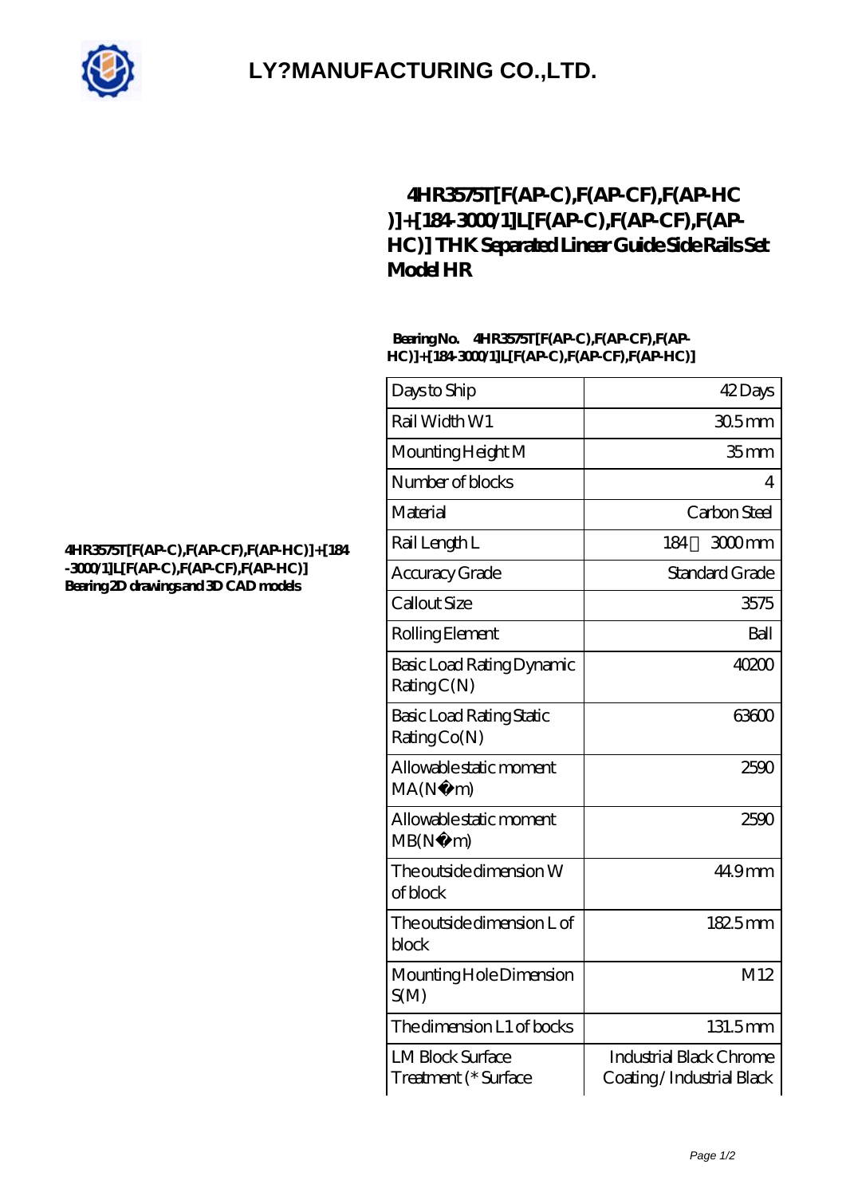# LY?MANUFACTURING CO.,LTD.

## 4HR3575T[F(AP-C),F(AP-CF),F(AP-HC)]+[184-3000/1]L[F(AP-C),F(AP-CF),F(AP-HC)] THK Separated Linear Guide Side Rails Set Model HR

4HR3575T[F(AP-C),F(AP-CF),F(AP-HC)]+[184-3000/1]L[F(AP-C),F(AP-CF),F(AP-HC)] Bearing 2D drawings and 3D CAD models

**Bearing No. 4HR3575T[F(AP-C),F(AP-CF),F(AP-HC)]+[184-3000/1]L[F(AP-C),F(AP-CF),F(AP-HC)]**

| | |
|---|---|
| Days to Ship | 42 Days |
| Rail Width W1 | 30.5 mm |
| Mounting Height M | 35 mm |
| Number of blocks | 4 |
| Material | Carbon Steel |
| Rail Length L | 184～3000 mm |
| Accuracy Grade | Standard Grade |
| Callout Size | 3575 |
| Rolling Element | Ball |
| Basic Load Rating Dynamic Rating C(N) | 40200 |
| Basic Load Rating Static Rating Co(N) | 63600 |
| Allowable static moment MA(N・m) | 2590 |
| Allowable static moment MB(N・m) | 2590 |
| The outside dimension W of block | 44.9 mm |
| The outside dimension L of block | 182.5 mm |
| Mounting Hole Dimension S(M) | M12 |
| The dimension L1 of bocks | 131.5 mm |
| LM Block Surface Treatment (* Surface | Industrial Black Chrome Coating / Industrial Black |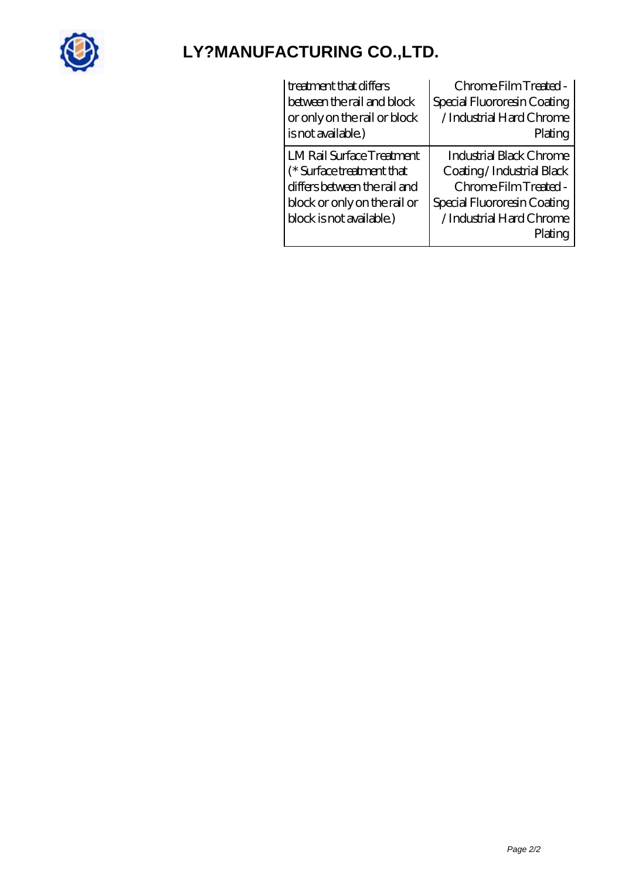| | |
|---|---|
| treatment that differs between the rail and block or only on the rail or block is not available.) | Chrome Film Treated - Special Fluororesin Coating / Industrial Hard Chrome Plating |
| LM Rail Surface Treatment (* Surface treatment that differs between the rail and block or only on the rail or block is not available.) | Industrial Black Chrome Coating / Industrial Black Chrome Film Treated - Special Fluororesin Coating / Industrial Hard Chrome Plating |